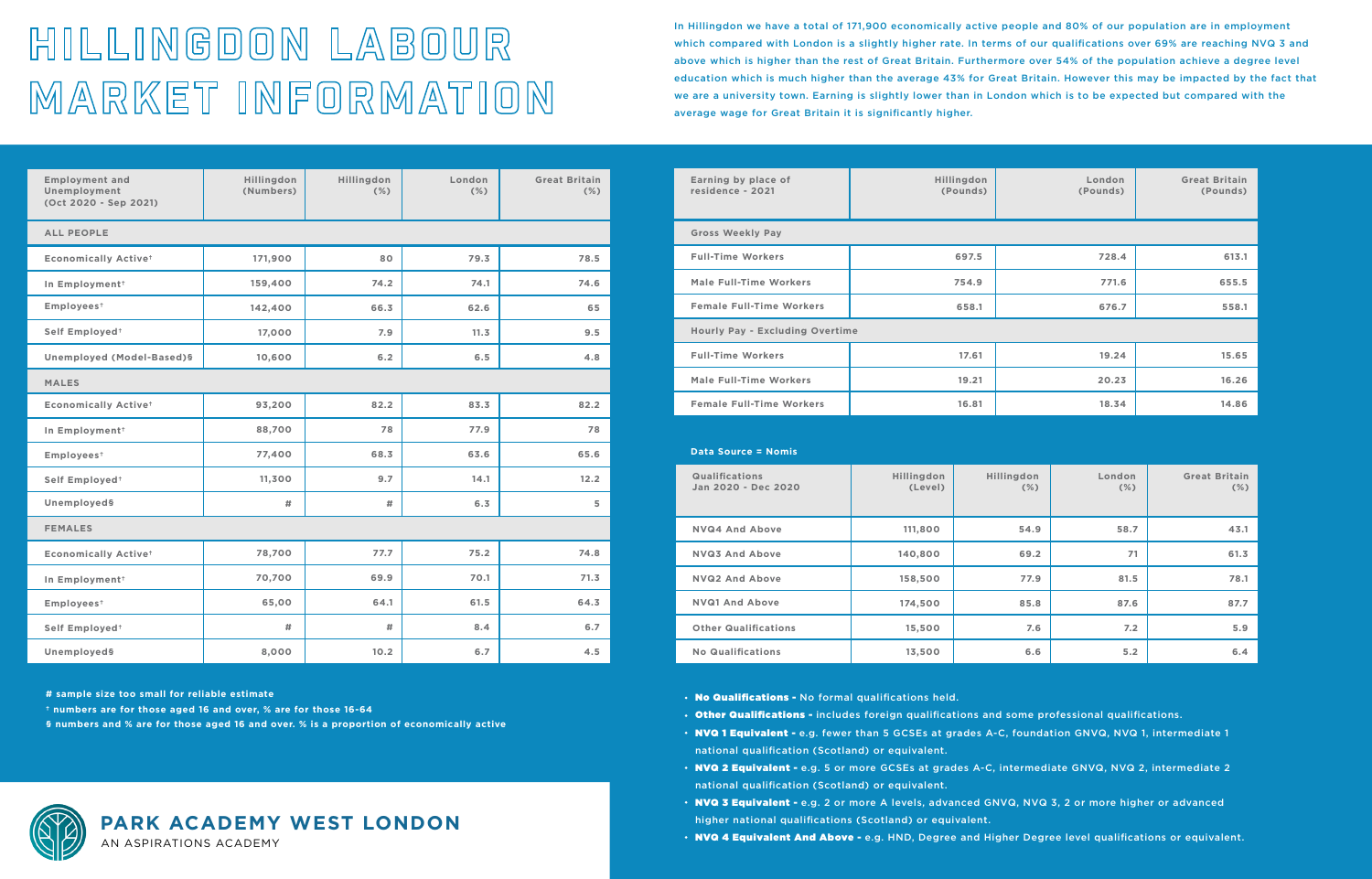# HILLINGDON LABOUR MARKET INFORMATION

In Hillingdon we have a total of 171,900 economically active people and 80% of our population are in employment which compared with London is a slightly higher rate. In terms of our qualifications over 69% are reaching NVQ 3 and above which is higher than the rest of Great Britain. Furthermore over 54% of the population achieve a degree level education which is much higher than the average 43% for Great Britain. However this may be impacted by the fact that we are a university town. Earning is slightly lower than in London which is to be expected but compared with the average wage for Great Britain it is significantly higher.

| Employment and Unemployment (Oct 2020 - Sep 2021) | Hillingdon (Numbers) | Hillingdon (%) | London (%) | Great Britain (%) |
|---|---|---|---|---|
| **ALL PEOPLE** | | | | |
| Economically Active† | 171,900 | 80 | 79.3 | 78.5 |
| In Employment† | 159,400 | 74.2 | 74.1 | 74.6 |
| Employees† | 142,400 | 66.3 | 62.6 | 65 |
| Self Employed† | 17,000 | 7.9 | 11.3 | 9.5 |
| Unemployed (Model-Based)§ | 10,600 | 6.2 | 6.5 | 4.8 |
| **MALES** | | | | |
| Economically Active† | 93,200 | 82.2 | 83.3 | 82.2 |
| In Employment† | 88,700 | 78 | 77.9 | 78 |
| Employees† | 77,400 | 68.3 | 63.6 | 65.6 |
| Self Employed† | 11,300 | 9.7 | 14.1 | 12.2 |
| Unemployed§ | # | # | 6.3 | 5 |
| **FEMALES** | | | | |
| Economically Active† | 78,700 | 77.7 | 75.2 | 74.8 |
| In Employment† | 70,700 | 69.9 | 70.1 | 71.3 |
| Employees† | 65,00 | 64.1 | 61.5 | 64.3 |
| Self Employed† | # | # | 8.4 | 6.7 |
| Unemployed§ | 8,000 | 10.2 | 6.7 | 4.5 |

**# sample size too small for reliable estimate**

**† numbers are for those aged 16 and over, % are for those 16-64**

**§ numbers and % are for those aged 16 and over. % is a proportion of economically active**

| Earning by place of residence - 2021 | Hillingdon (Pounds) | London (Pounds) | Great Britain (Pounds) |
|---|---|---|---|
| **Gross Weekly Pay** | | | |
| Full-Time Workers | 697.5 | 728.4 | 613.1 |
| Male Full-Time Workers | 754.9 | 771.6 | 655.5 |
| Female Full-Time Workers | 658.1 | 676.7 | 558.1 |
| **Hourly Pay - Excluding Overtime** | | | |
| Full-Time Workers | 17.61 | 19.24 | 15.65 |
| Male Full-Time Workers | 19.21 | 20.23 | 16.26 |
| Female Full-Time Workers | 16.81 | 18.34 | 14.86 |

**Data Source = Nomis**

| Qualifications Jan 2020 - Dec 2020 | Hillingdon (Level) | Hillingdon (%) | London (%) | Great Britain (%) |
|---|---|---|---|---|
| NVQ4 And Above | 111,800 | 54.9 | 58.7 | 43.1 |
| NVQ3 And Above | 140,800 | 69.2 | 71 | 61.3 |
| NVQ2 And Above | 158,500 | 77.9 | 81.5 | 78.1 |
| NVQ1 And Above | 174,500 | 85.8 | 87.6 | 87.7 |
| Other Qualifications | 15,500 | 7.6 | 7.2 | 5.9 |
| No Qualifications | 13,500 | 6.6 | 5.2 | 6.4 |

- **No Qualifications -** No formal qualifications held.
- **Other Qualifications -** includes foreign qualifications and some professional qualifications.
- **NVQ 1 Equivalent -** e.g. fewer than 5 GCSEs at grades A-C, foundation GNVQ, NVQ 1, intermediate 1 national qualification (Scotland) or equivalent.
- **NVQ 2 Equivalent -** e.g. 5 or more GCSEs at grades A-C, intermediate GNVQ, NVQ 2, intermediate 2 national qualification (Scotland) or equivalent.
- **NVQ 3 Equivalent -** e.g. 2 or more A levels, advanced GNVQ, NVQ 3, 2 or more higher or advanced higher national qualifications (Scotland) or equivalent.
- **NVQ 4 Equivalent And Above -** e.g. HND, Degree and Higher Degree level qualifications or equivalent.

**PARK ACADEMY WEST LONDON**
AN ASPIRATIONS ACADEMY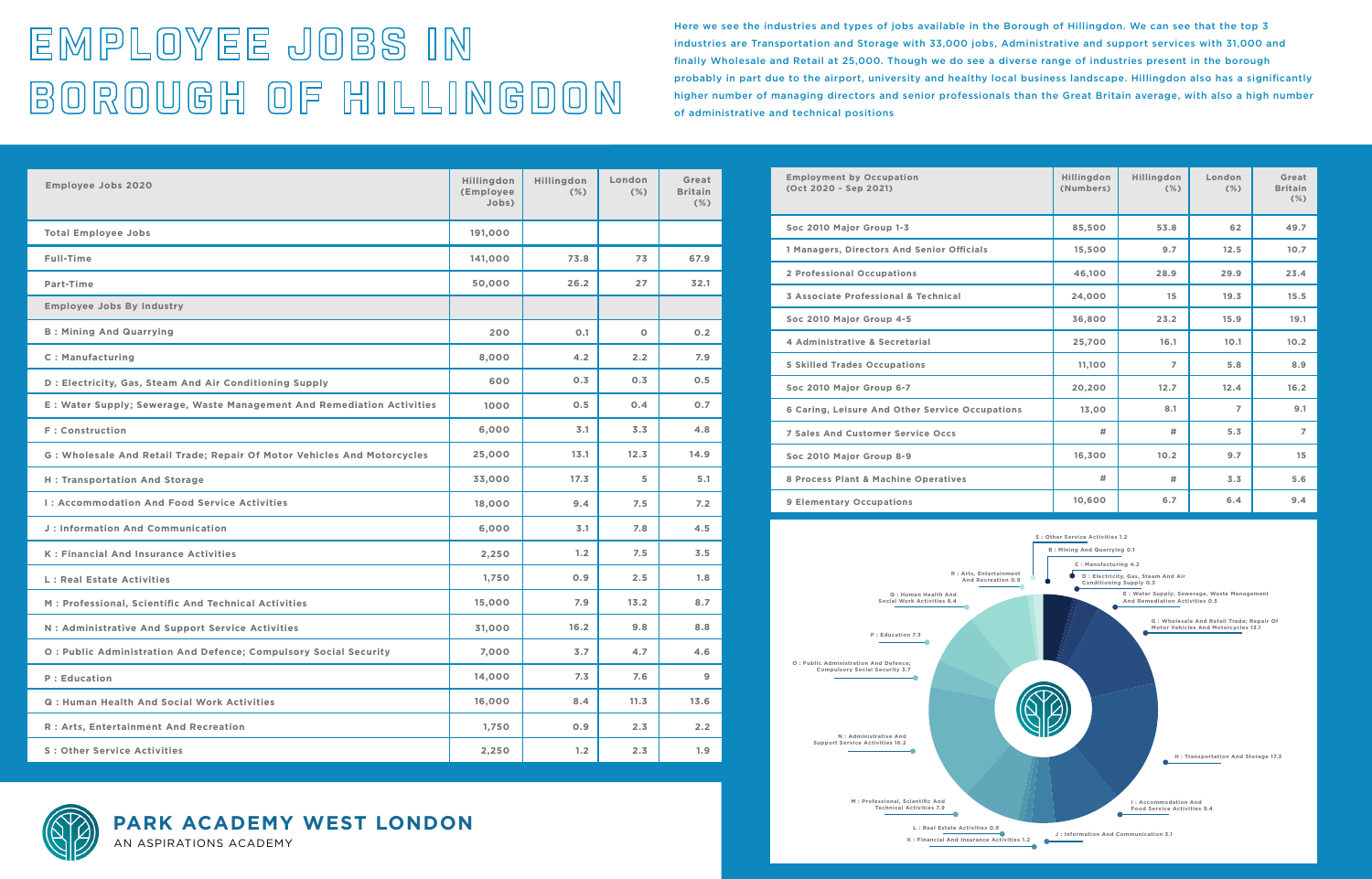# EMPLOYEE JOBS IN BOROUGH OF HILLINGDON

Here we see the industries and types of jobs available in the Borough of Hillingdon. We can see that the top 3 industries are Transportation and Storage with 33,000 jobs, Administrative and support services with 31,000 and finally Wholesale and Retail at 25,000. Though we do see a diverse range of industries present in the borough probably in part due to the airport, university and healthy local business landscape. Hillingdon also has a significantly higher number of managing directors and senior professionals than the Great Britain average, with also a high number of administrative and technical positions

| Employee Jobs 2020 | Hillingdon (Employee Jobs) | Hillingdon (%) | London (%) | Great Britain (%) |
|---|---|---|---|---|
| Total Employee Jobs | 191,000 | | | |
| Full-Time | 141,000 | 73.8 | 73 | 67.9 |
| Part-Time | 50,000 | 26.2 | 27 | 32.1 |
| Employee Jobs By Industry | | | | |
| B : Mining And Quarrying | 200 | 0.1 | 0 | 0.2 |
| C : Manufacturing | 8,000 | 4.2 | 2.2 | 7.9 |
| D : Electricity, Gas, Steam And Air Conditioning Supply | 600 | 0.3 | 0.3 | 0.5 |
| E : Water Supply; Sewerage, Waste Management And Remediation Activities | 1000 | 0.5 | 0.4 | 0.7 |
| F : Construction | 6,000 | 3.1 | 3.3 | 4.8 |
| G : Wholesale And Retail Trade; Repair Of Motor Vehicles And Motorcycles | 25,000 | 13.1 | 12.3 | 14.9 |
| H : Transportation And Storage | 33,000 | 17.3 | 5 | 5.1 |
| I : Accommodation And Food Service Activities | 18,000 | 9.4 | 7.5 | 7.2 |
| J : Information And Communication | 6,000 | 3.1 | 7.8 | 4.5 |
| K : Financial And Insurance Activities | 2,250 | 1.2 | 7.5 | 3.5 |
| L : Real Estate Activities | 1,750 | 0.9 | 2.5 | 1.8 |
| M : Professional, Scientific And Technical Activities | 15,000 | 7.9 | 13.2 | 8.7 |
| N : Administrative And Support Service Activities | 31,000 | 16.2 | 9.8 | 8.8 |
| O : Public Administration And Defence; Compulsory Social Security | 7,000 | 3.7 | 4.7 | 4.6 |
| P : Education | 14,000 | 7.3 | 7.6 | 9 |
| Q : Human Health And Social Work Activities | 16,000 | 8.4 | 11.3 | 13.6 |
| R : Arts, Entertainment And Recreation | 1,750 | 0.9 | 2.3 | 2.2 |
| S : Other Service Activities | 2,250 | 1.2 | 2.3 | 1.9 |

| Employment by Occupation (Oct 2020 - Sep 2021) | Hillingdon (Numbers) | Hillingdon (%) | London (%) | Great Britain (%) |
|---|---|---|---|---|
| Soc 2010 Major Group 1-3 | 85,500 | 53.8 | 62 | 49.7 |
| 1 Managers, Directors And Senior Officials | 15,500 | 9.7 | 12.5 | 10.7 |
| 2 Professional Occupations | 46,100 | 28.9 | 29.9 | 23.4 |
| 3 Associate Professional & Technical | 24,000 | 15 | 19.3 | 15.5 |
| Soc 2010 Major Group 4-5 | 36,800 | 23.2 | 15.9 | 19.1 |
| 4 Administrative & Secretarial | 25,700 | 16.1 | 10.1 | 10.2 |
| 5 Skilled Trades Occupations | 11,100 | 7 | 5.8 | 8.9 |
| Soc 2010 Major Group 6-7 | 20,200 | 12.7 | 12.4 | 16.2 |
| 6 Caring, Leisure And Other Service Occupations | 13,00 | 8.1 | 7 | 9.1 |
| 7 Sales And Customer Service Occs | # | # | 5.3 | 7 |
| Soc 2010 Major Group 8-9 | 16,300 | 10.2 | 9.7 | 15 |
| 8 Process Plant & Machine Operatives | # | # | 3.3 | 5.6 |
| 9 Elementary Occupations | 10,600 | 6.7 | 6.4 | 9.4 |

S : Other Service Activities 1.2
B : Mining And Quarrying 0.1
C : Manufacturing 4.2
D : Electricity, Gas, Steam And Air Conditioning Supply 0.3
E : Water Supply; Sewerage, Waste Management And Remediation Activities 0.5
G : Wholesale And Retail Trade; Repair Of Motor Vehicles And Motorcycles 13.1
H : Transportation And Storage 17.3
I : Accommodation And Food Service Activities 9.4
J : Information And Communication 3.1
K : Financial And Insurance Activities 1.2
L : Real Estate Activities 0.9
M : Professional, Scientific And Technical Activities 7.9
N : Administrative And Support Service Activities 16.2
O : Public Administration And Defence; Compulsory Social Security 3.7
P : Education 7.3
Q : Human Health And Social Work Activities 8.4
R : Arts, Entertainment And Recreation 0.9

**PARK ACADEMY WEST LONDON**
AN ASPIRATIONS ACADEMY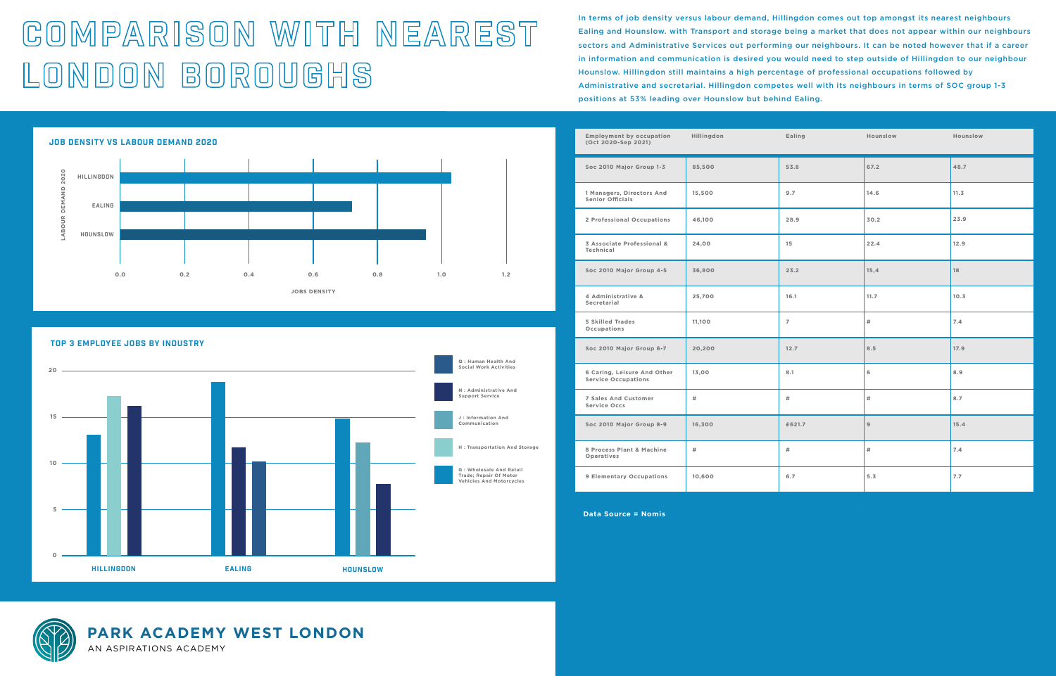# COMPARISON WITH NEAREST LONDON BOROUGHS

In terms of job density versus labour demand, Hillingdon comes out top amongst its nearest neighbours Ealing and Hounslow. with Transport and storage being a market that does not appear within our neighbours sectors and Administrative Services out performing our neighbours. It can be noted however that if a career in information and communication is desired you would need to step outside of Hillingdon to our neighbour Hounslow. Hillingdon still maintains a high percentage of professional occupations followed by Administrative and secretarial. Hillingdon competes well with its neighbours in terms of SOC group 1-3 positions at 53% leading over Hounslow but behind Ealing.

### JOB DENSITY VS LABOUR DEMAND 2020

LABOUR DEMAND 2020

HILLINGDON

EALING

HOUNSLOW

0.0 0.2 0.4 0.6 0.8 1.0 1.2

JOBS DENSITY

### TOP 3 EMPLOYEE JOBS BY INDUSTRY

0 5 10 15 20

HILLINGDON EALING HOUNSLOW

Q : Human Health And Social Work Activities

N : Administrative And Support Service

J : Information And Communication

H : Transportation And Storage

G : Wholesale And Retail Trade; Repair Of Motor Vehicles And Motorcycles

| Employment by occupation (Oct 2020-Sep 2021) | Hillingdon | Ealing | Hounslow | Hounslow |
|---|---|---|---|---|
| Soc 2010 Major Group 1-3 | 85,500 | 53.8 | 67.2 | 48.7 |
| 1 Managers, Directors And Senior Officials | 15,500 | 9.7 | 14.6 | 11.3 |
| 2 Professional Occupations | 46,100 | 28.9 | 30.2 | 23.9 |
| 3 Associate Professional & Technical | 24,00 | 15 | 22.4 | 12.9 |
| Soc 2010 Major Group 4-5 | 36,800 | 23.2 | 15,4 | 18 |
| 4 Administrative & Secretarial | 25,700 | 16.1 | 11.7 | 10.3 |
| 5 Skilled Trades Occupations | 11,100 | 7 | # | 7.4 |
| Soc 2010 Major Group 6-7 | 20,200 | 12.7 | 8.5 | 17.9 |
| 6 Caring, Leisure And Other Service Occupations | 13,00 | 8.1 | 6 | 8.9 |
| 7 Sales And Customer Service Occs | # | # | # | 8.7 |
| Soc 2010 Major Group 8-9 | 16,300 | £621.7 | 9 | 15.4 |
| 8 Process Plant & Machine Operatives | # | # | # | 7.4 |
| 9 Elementary Occupations | 10,600 | 6.7 | 5.3 | 7.7 |

**Data Source = Nomis**

**PARK ACADEMY WEST LONDON**
AN ASPIRATIONS ACADEMY